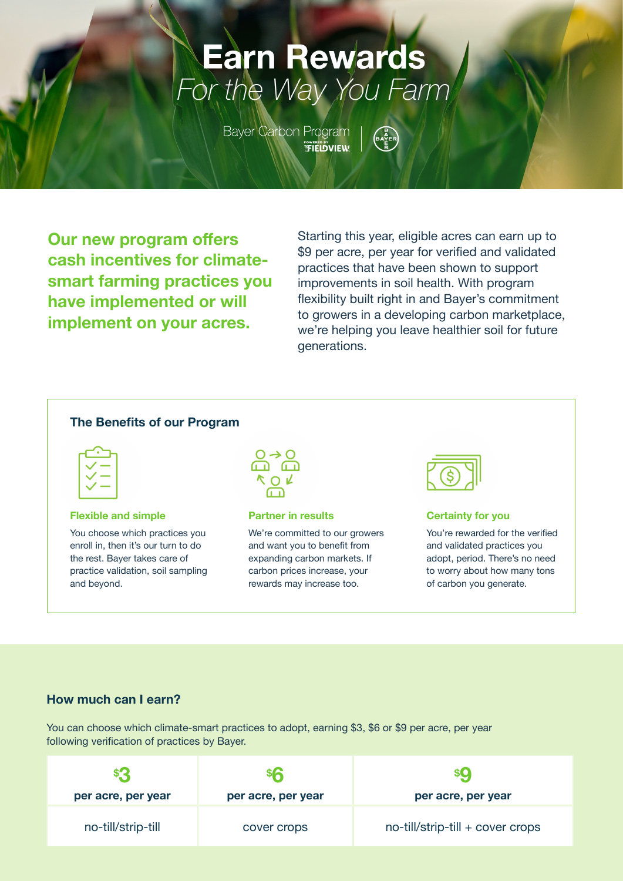# Earn Rewards

*For the Way You Farm*

Bayer Carbon Program POWERED BY FIELDVIEW | BAYER

## Our new program offers cash incentives for climate-smart farming practices you have implemented or will implement on your acres.

Starting this year, eligible acres can earn up to $9 per acre, per year for verified and validated practices that have been shown to support improvements in soil health. With program flexibility built right in and Bayer's commitment to growers in a developing carbon marketplace, we're helping you leave healthier soil for future generations.

### The Benefits of our Program

**Flexible and simple**

You choose which practices you enroll in, then it's our turn to do the rest. Bayer takes care of practice validation, soil sampling and beyond.

**Partner in results**

We're committed to our growers and want you to benefit from expanding carbon markets. If carbon prices increase, your rewards may increase too.

**Certainty for you**

You're rewarded for the verified and validated practices you adopt, period. There's no need to worry about how many tons of carbon you generate.

### How much can I earn?

You can choose which climate-smart practices to adopt, earning $3, $6 or $9 per acre, per year following verification of practices by Bayer.

| $3 per acre, per year | $6 per acre, per year | $9 per acre, per year |
|---|---|---|
| no-till/strip-till | cover crops | no-till/strip-till + cover crops |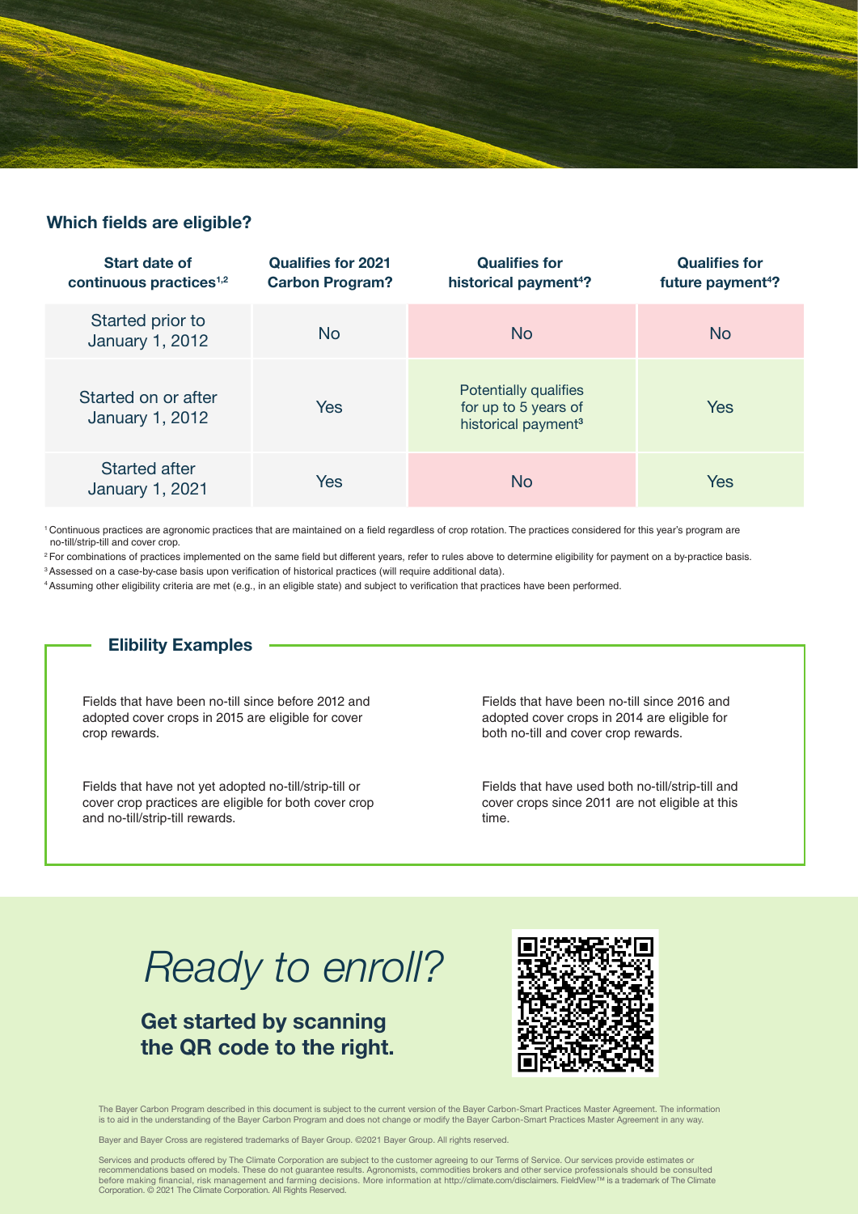## Which fields are eligible?

| Start date of continuous practices[1,2] | Qualifies for 2021 Carbon Program? | Qualifies for historical payment[4]? | Qualifies for future payment[4]? |
|---|---|---|---|
| Started prior to January 1, 2012 | No | No | No |
| Started on or after January 1, 2012 | Yes | Potentially qualifies for up to 5 years of historical payment[3] | Yes |
| Started after January 1, 2021 | Yes | No | Yes |

[1] Continuous practices are agronomic practices that are maintained on a field regardless of crop rotation. The practices considered for this year's program are no-till/strip-till and cover crop.

[2] For combinations of practices implemented on the same field but different years, refer to rules above to determine eligibility for payment on a by-practice basis.

[3] Assessed on a case-by-case basis upon verification of historical practices (will require additional data).

[4] Assuming other eligibility criteria are met (e.g., in an eligible state) and subject to verification that practices have been performed.

### Elibility Examples

Fields that have been no-till since before 2012 and adopted cover crops in 2015 are eligible for cover crop rewards.

Fields that have not yet adopted no-till/strip-till or cover crop practices are eligible for both cover crop and no-till/strip-till rewards.

Fields that have been no-till since 2016 and adopted cover crops in 2014 are eligible for both no-till and cover crop rewards.

Fields that have used both no-till/strip-till and cover crops since 2011 are not eligible at this time.

# *Ready to enroll?*

**Get started by scanning the QR code to the right.**

The Bayer Carbon Program described in this document is subject to the current version of the Bayer Carbon-Smart Practices Master Agreement. The information is to aid in the understanding of the Bayer Carbon Program and does not change or modify the Bayer Carbon-Smart Practices Master Agreement in any way.

Bayer and Bayer Cross are registered trademarks of Bayer Group. ©2021 Bayer Group. All rights reserved.

Services and products offered by The Climate Corporation are subject to the customer agreeing to our Terms of Service. Our services provide estimates or recommendations based on models. These do not guarantee results. Agronomists, commodities brokers and other service professionals should be consulted before making financial, risk management and farming decisions. More information at http://climate.com/disclaimers. FieldView™ is a trademark of The Climate Corporation. © 2021 The Climate Corporation. All Rights Reserved.